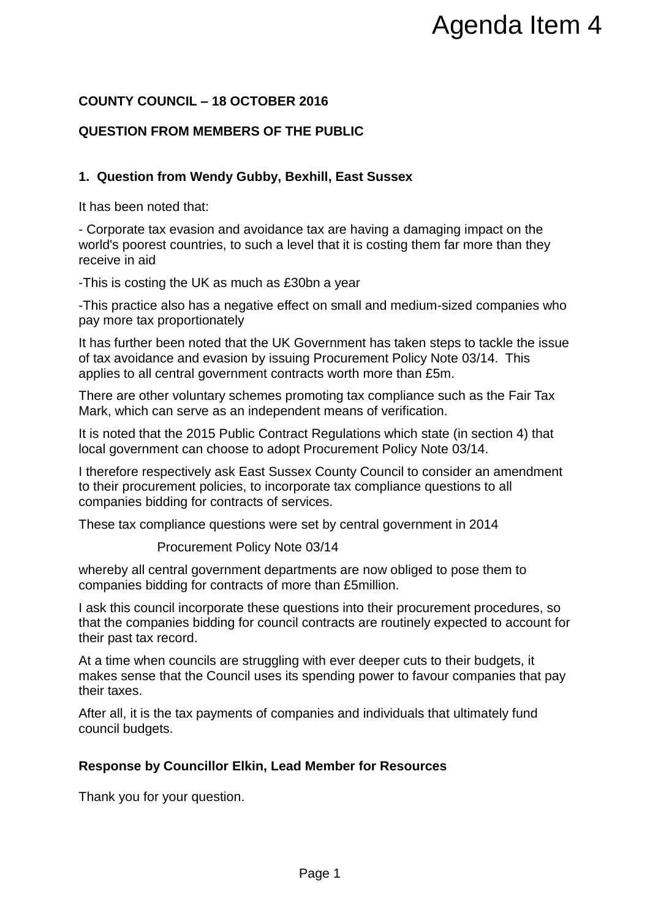Agenda Item 4

**COUNTY COUNCIL – 18 OCTOBER 2016**

**QUESTION FROM MEMBERS OF THE PUBLIC**

**1. Question from Wendy Gubby, Bexhill, East Sussex**

It has been noted that:

- Corporate tax evasion and avoidance tax are having a damaging impact on the world's poorest countries, to such a level that it is costing them far more than they receive in aid

-This is costing the UK as much as £30bn a year

-This practice also has a negative effect on small and medium-sized companies who pay more tax proportionately

It has further been noted that the UK Government has taken steps to tackle the issue of tax avoidance and evasion by issuing Procurement Policy Note 03/14. This applies to all central government contracts worth more than £5m.

There are other voluntary schemes promoting tax compliance such as the Fair Tax Mark, which can serve as an independent means of verification.

It is noted that the 2015 Public Contract Regulations which state (in section 4) that local government can choose to adopt Procurement Policy Note 03/14.

I therefore respectively ask East Sussex County Council to consider an amendment to their procurement policies, to incorporate tax compliance questions to all companies bidding for contracts of services.

These tax compliance questions were set by central government in 2014

Procurement Policy Note 03/14

whereby all central government departments are now obliged to pose them to companies bidding for contracts of more than £5million.

I ask this council incorporate these questions into their procurement procedures, so that the companies bidding for council contracts are routinely expected to account for their past tax record.

At a time when councils are struggling with ever deeper cuts to their budgets, it makes sense that the Council uses its spending power to favour companies that pay their taxes.

After all, it is the tax payments of companies and individuals that ultimately fund council budgets.

**Response by Councillor Elkin, Lead Member for Resources**

Thank you for your question.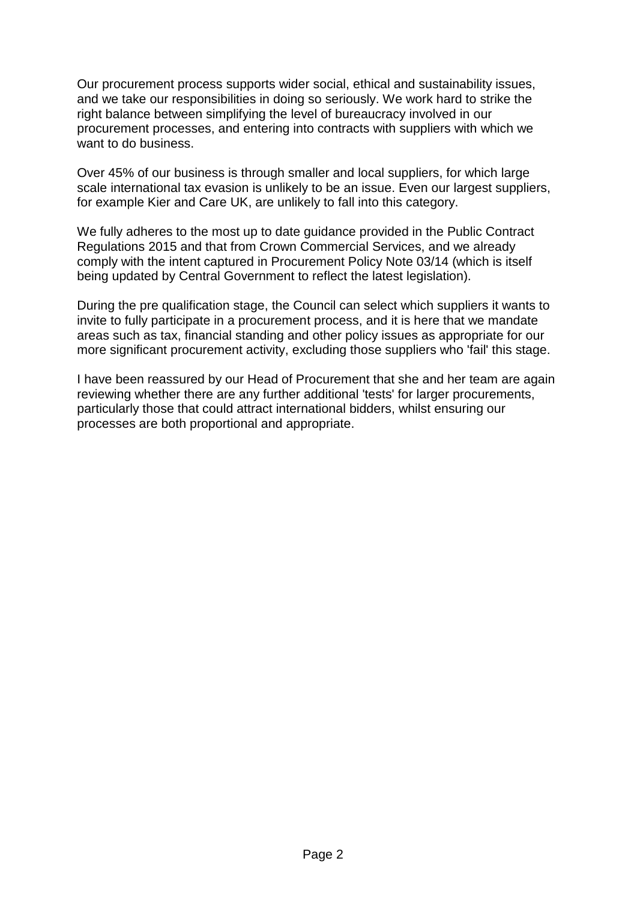Our procurement process supports wider social, ethical and sustainability issues, and we take our responsibilities in doing so seriously. We work hard to strike the right balance between simplifying the level of bureaucracy involved in our procurement processes, and entering into contracts with suppliers with which we want to do business.

Over 45% of our business is through smaller and local suppliers, for which large scale international tax evasion is unlikely to be an issue. Even our largest suppliers, for example Kier and Care UK, are unlikely to fall into this category.

We fully adheres to the most up to date guidance provided in the Public Contract Regulations 2015 and that from Crown Commercial Services, and we already comply with the intent captured in Procurement Policy Note 03/14 (which is itself being updated by Central Government to reflect the latest legislation).

During the pre qualification stage, the Council can select which suppliers it wants to invite to fully participate in a procurement process, and it is here that we mandate areas such as tax, financial standing and other policy issues as appropriate for our more significant procurement activity, excluding those suppliers who 'fail' this stage.

I have been reassured by our Head of Procurement that she and her team are again reviewing whether there are any further additional 'tests' for larger procurements, particularly those that could attract international bidders, whilst ensuring our processes are both proportional and appropriate.